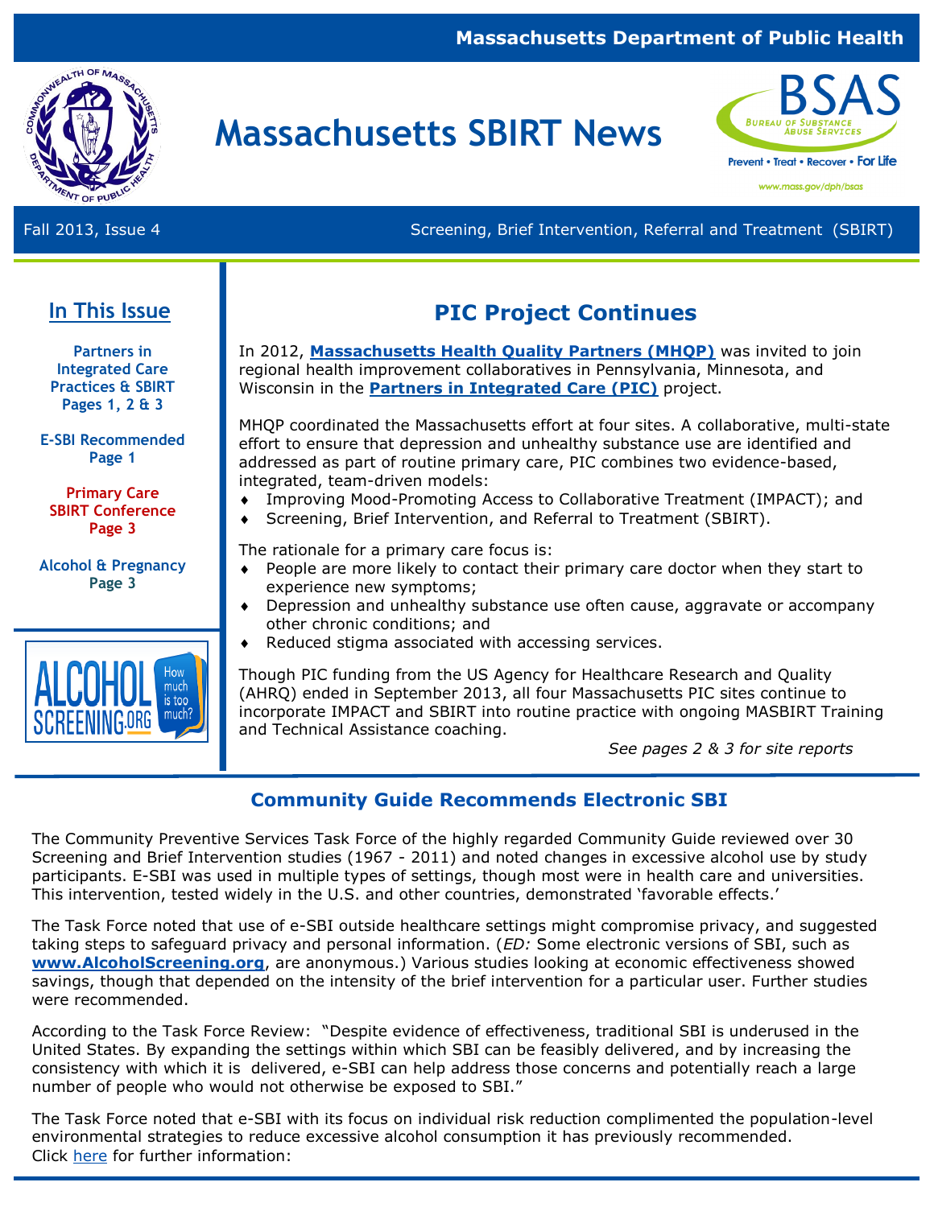Massachusetts Department of Public Health

# Massachusetts SBIRT News

Fall 2013, Issue 4

Screening, Brief Intervention, Referral and Treatment (SBIRT)

## In This Issue

**Partners in Integrated Care Practices & SBIRT Pages 1, 2 & 3**

**E-SBI Recommended Page 1**

**Primary Care SBIRT Conference Page 3**

**Alcohol & Pregnancy Page 3**

## PIC Project Continues

In 2012, **Massachusetts Health Quality Partners (MHQP)** was invited to join regional health improvement collaboratives in Pennsylvania, Minnesota, and Wisconsin in the **Partners in Integrated Care (PIC)** project.

MHQP coordinated the Massachusetts effort at four sites. A collaborative, multi-state effort to ensure that depression and unhealthy substance use are identified and addressed as part of routine primary care, PIC combines two evidence-based, integrated, team-driven models:

- Improving Mood-Promoting Access to Collaborative Treatment (IMPACT); and
- Screening, Brief Intervention, and Referral to Treatment (SBIRT).

The rationale for a primary care focus is:

- People are more likely to contact their primary care doctor when they start to experience new symptoms;
- Depression and unhealthy substance use often cause, aggravate or accompany other chronic conditions; and
- Reduced stigma associated with accessing services.

Though PIC funding from the US Agency for Healthcare Research and Quality (AHRQ) ended in September 2013, all four Massachusetts PIC sites continue to incorporate IMPACT and SBIRT into routine practice with ongoing MASBIRT Training and Technical Assistance coaching.

*See pages 2 & 3 for site reports*

## Community Guide Recommends Electronic SBI

The Community Preventive Services Task Force of the highly regarded Community Guide reviewed over 30 Screening and Brief Intervention studies (1967 - 2011) and noted changes in excessive alcohol use by study participants. E-SBI was used in multiple types of settings, though most were in health care and universities. This intervention, tested widely in the U.S. and other countries, demonstrated 'favorable effects.'

The Task Force noted that use of e-SBI outside healthcare settings might compromise privacy, and suggested taking steps to safeguard privacy and personal information. (*ED:* Some electronic versions of SBI, such as **www.AlcoholScreening.org**, are anonymous.) Various studies looking at economic effectiveness showed savings, though that depended on the intensity of the brief intervention for a particular user. Further studies were recommended.

According to the Task Force Review: "Despite evidence of effectiveness, traditional SBI is underused in the United States. By expanding the settings within which SBI can be feasibly delivered, and by increasing the consistency with which it is delivered, e-SBI can help address those concerns and potentially reach a large number of people who would not otherwise be exposed to SBI."

The Task Force noted that e-SBI with its focus on individual risk reduction complimented the population-level environmental strategies to reduce excessive alcohol consumption it has previously recommended. Click here for further information: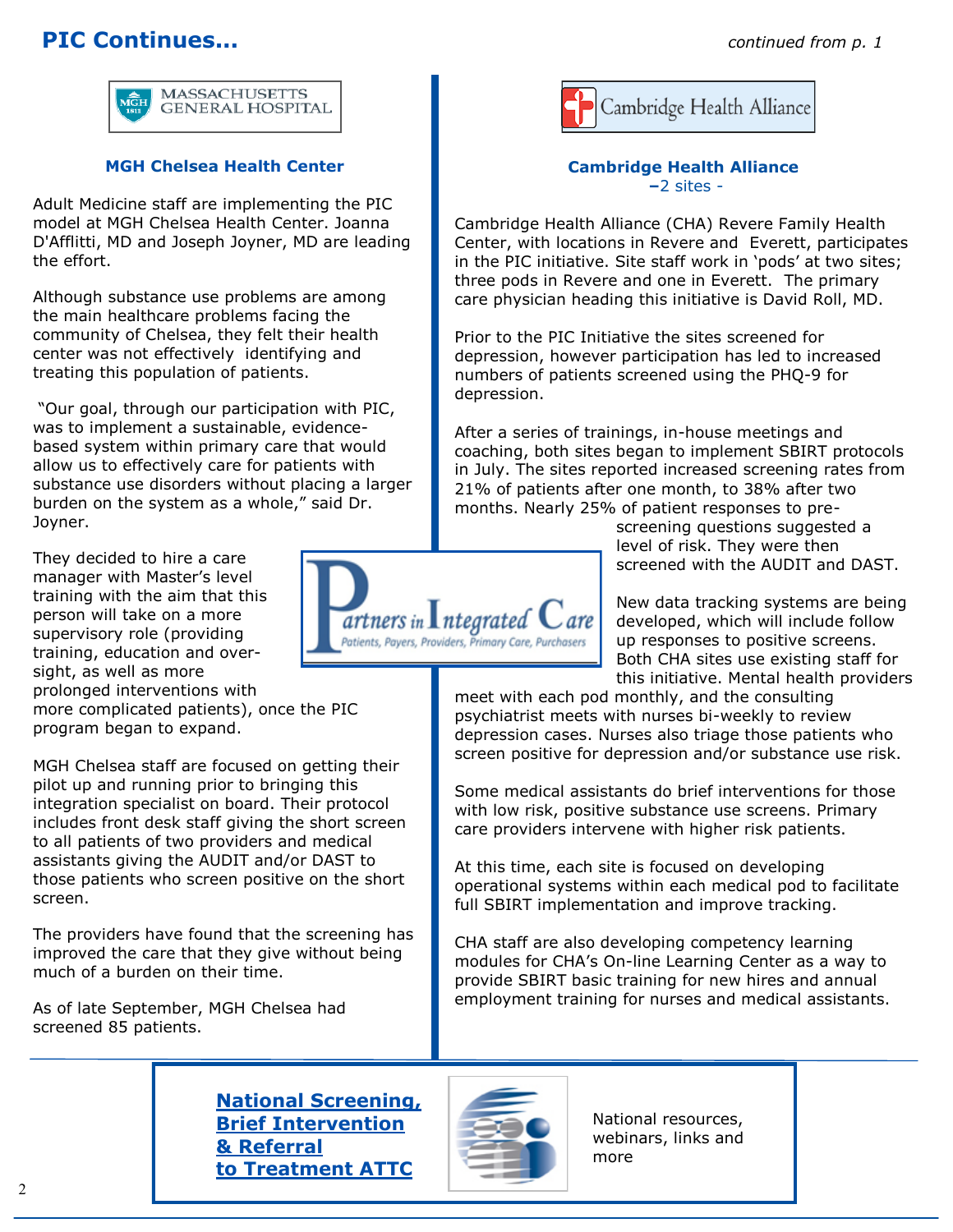# PIC Continues…

*continued from p. 1*

## MGH Chelsea Health Center

Adult Medicine staff are implementing the PIC model at MGH Chelsea Health Center. Joanna D'Afflitti, MD and Joseph Joyner, MD are leading the effort.

Although substance use problems are among the main healthcare problems facing the community of Chelsea, they felt their health center was not effectively identifying and treating this population of patients.

"Our goal, through our participation with PIC, was to implement a sustainable, evidence-based system within primary care that would allow us to effectively care for patients with substance use disorders without placing a larger burden on the system as a whole," said Dr. Joyner.

They decided to hire a care manager with Master's level training with the aim that this person will take on a more supervisory role (providing training, education and over-sight, as well as more prolonged interventions with more complicated patients), once the PIC program began to expand.

MGH Chelsea staff are focused on getting their pilot up and running prior to bringing this integration specialist on board. Their protocol includes front desk staff giving the short screen to all patients of two providers and medical assistants giving the AUDIT and/or DAST to those patients who screen positive on the short screen.

The providers have found that the screening has improved the care that they give without being much of a burden on their time.

As of late September, MGH Chelsea had screened 85 patients.

## Cambridge Health Alliance

–2 sites -

Cambridge Health Alliance (CHA) Revere Family Health Center, with locations in Revere and Everett, participates in the PIC initiative. Site staff work in 'pods' at two sites; three pods in Revere and one in Everett. The primary care physician heading this initiative is David Roll, MD.

Prior to the PIC Initiative the sites screened for depression, however participation has led to increased numbers of patients screened using the PHQ-9 for depression.

After a series of trainings, in-house meetings and coaching, both sites began to implement SBIRT protocols in July. The sites reported increased screening rates from 21% of patients after one month, to 38% after two months. Nearly 25% of patient responses to pre-screening questions suggested a level of risk. They were then screened with the AUDIT and DAST.

New data tracking systems are being developed, which will include follow up responses to positive screens. Both CHA sites use existing staff for this initiative. Mental health providers meet with each pod monthly, and the consulting psychiatrist meets with nurses bi-weekly to review depression cases. Nurses also triage those patients who screen positive for depression and/or substance use risk.

Some medical assistants do brief interventions for those with low risk, positive substance use screens. Primary care providers intervene with higher risk patients.

At this time, each site is focused on developing operational systems within each medical pod to facilitate full SBIRT implementation and improve tracking.

CHA staff are also developing competency learning modules for CHA's On-line Learning Center as a way to provide SBIRT basic training for new hires and annual employment training for nurses and medical assistants.

---

**National Screening, Brief Intervention & Referral to Treatment ATTC**

National resources, webinars, links and more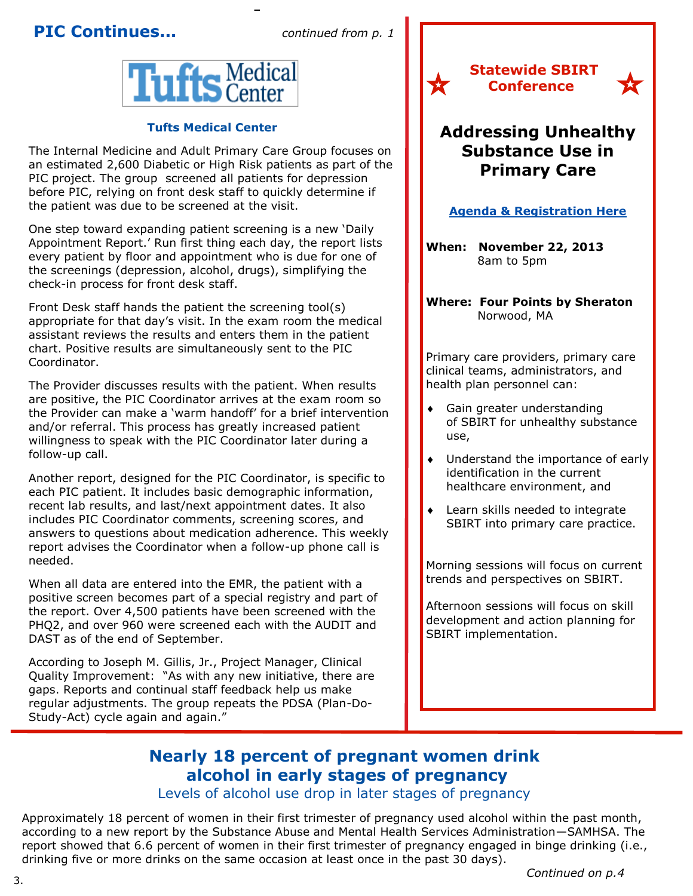## PIC Continues...

*continued from p. 1*

### Tufts Medical Center

The Internal Medicine and Adult Primary Care Group focuses on an estimated 2,600 Diabetic or High Risk patients as part of the PIC project. The group screened all patients for depression before PIC, relying on front desk staff to quickly determine if the patient was due to be screened at the visit.

One step toward expanding patient screening is a new 'Daily Appointment Report.' Run first thing each day, the report lists every patient by floor and appointment who is due for one of the screenings (depression, alcohol, drugs), simplifying the check-in process for front desk staff.

Front Desk staff hands the patient the screening tool(s) appropriate for that day's visit. In the exam room the medical assistant reviews the results and enters them in the patient chart. Positive results are simultaneously sent to the PIC Coordinator.

The Provider discusses results with the patient. When results are positive, the PIC Coordinator arrives at the exam room so the Provider can make a 'warm handoff' for a brief intervention and/or referral. This process has greatly increased patient willingness to speak with the PIC Coordinator later during a follow-up call.

Another report, designed for the PIC Coordinator, is specific to each PIC patient. It includes basic demographic information, recent lab results, and last/next appointment dates. It also includes PIC Coordinator comments, screening scores, and answers to questions about medication adherence. This weekly report advises the Coordinator when a follow-up phone call is needed.

When all data are entered into the EMR, the patient with a positive screen becomes part of a special registry and part of the report. Over 4,500 patients have been screened with the PHQ2, and over 960 were screened each with the AUDIT and DAST as of the end of September.

According to Joseph M. Gillis, Jr., Project Manager, Clinical Quality Improvement: "As with any new initiative, there are gaps. Reports and continual staff feedback help us make regular adjustments. The group repeats the PDSA (Plan-Do-Study-Act) cycle again and again."

---

### ★ Statewide SBIRT Conference ★

## Addressing Unhealthy Substance Use in Primary Care

**Agenda & Registration Here**

**When: November 22, 2013**
8am to 5pm

**Where: Four Points by Sheraton**
Norwood, MA

Primary care providers, primary care clinical teams, administrators, and health plan personnel can:

- Gain greater understanding of SBIRT for unhealthy substance use,
- Understand the importance of early identification in the current healthcare environment, and
- Learn skills needed to integrate SBIRT into primary care practice.

Morning sessions will focus on current trends and perspectives on SBIRT.

Afternoon sessions will focus on skill development and action planning for SBIRT implementation.

---

## Nearly 18 percent of pregnant women drink alcohol in early stages of pregnancy

### Levels of alcohol use drop in later stages of pregnancy

Approximately 18 percent of women in their first trimester of pregnancy used alcohol within the past month, according to a new report by the Substance Abuse and Mental Health Services Administration—SAMHSA. The report showed that 6.6 percent of women in their first trimester of pregnancy engaged in binge drinking (i.e., drinking five or more drinks on the same occasion at least once in the past 30 days).

*Continued on p.4*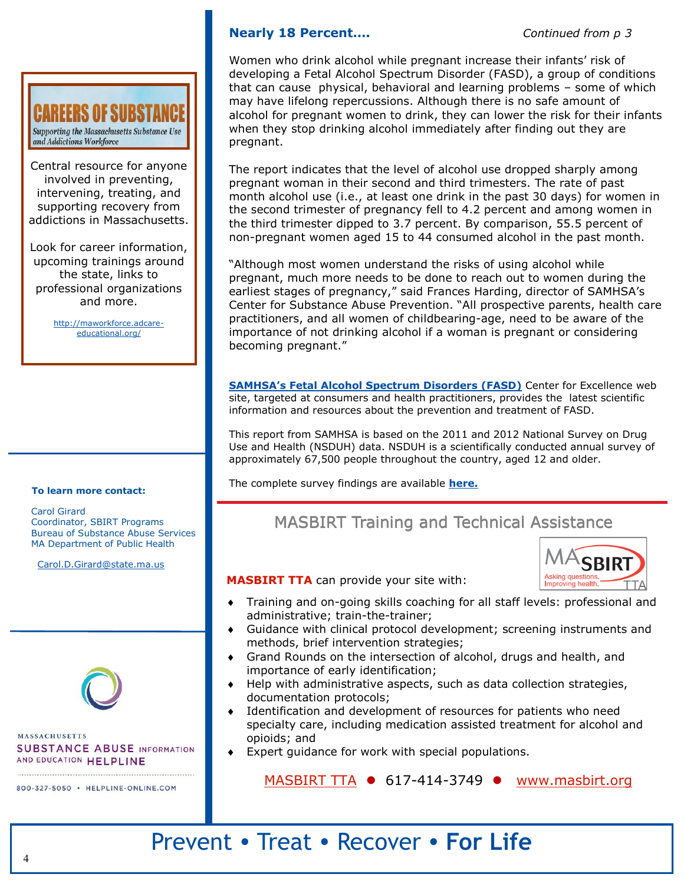**CAREERS OF SUBSTANCE**

*Supporting the Massachusetts Substance Use and Addictions Workforce*

Central resource for anyone involved in preventing, intervening, treating, and supporting recovery from addictions in Massachusetts.

Look for career information, upcoming trainings around the state, links to professional organizations and more.

http://maworkforce.adcare-educational.org/

**To learn more contact:**

Carol Girard
Coordinator, SBIRT Programs
Bureau of Substance Abuse Services
MA Department of Public Health

Carol.D.Girard@state.ma.us

MASSACHUSETTS
SUBSTANCE ABUSE INFORMATION AND EDUCATION HELPLINE

800-327-5050 • HELPLINE-ONLINE.COM

## Nearly 18 Percent….

*Continued from p 3*

Women who drink alcohol while pregnant increase their infants' risk of developing a Fetal Alcohol Spectrum Disorder (FASD), a group of conditions that can cause physical, behavioral and learning problems – some of which may have lifelong repercussions. Although there is no safe amount of alcohol for pregnant women to drink, they can lower the risk for their infants when they stop drinking alcohol immediately after finding out they are pregnant.

The report indicates that the level of alcohol use dropped sharply among pregnant woman in their second and third trimesters. The rate of past month alcohol use (i.e., at least one drink in the past 30 days) for women in the second trimester of pregnancy fell to 4.2 percent and among women in the third trimester dipped to 3.7 percent. By comparison, 55.5 percent of non-pregnant women aged 15 to 44 consumed alcohol in the past month.

"Although most women understand the risks of using alcohol while pregnant, much more needs to be done to reach out to women during the earliest stages of pregnancy," said Frances Harding, director of SAMHSA's Center for Substance Abuse Prevention. "All prospective parents, health care practitioners, and all women of childbearing-age, need to be aware of the importance of not drinking alcohol if a woman is pregnant or considering becoming pregnant."

**SAMHSA's Fetal Alcohol Spectrum Disorders (FASD)** Center for Excellence web site, targeted at consumers and health practitioners, provides the latest scientific information and resources about the prevention and treatment of FASD.

This report from SAMHSA is based on the 2011 and 2012 National Survey on Drug Use and Health (NSDUH) data. NSDUH is a scientifically conducted annual survey of approximately 67,500 people throughout the country, aged 12 and older.

The complete survey findings are available **here.**

## MASBIRT Training and Technical Assistance

MASBIRT — Asking questions. Improving health. TTA

**MASBIRT TTA** can provide your site with:

- Training and on-going skills coaching for all staff levels: professional and administrative; train-the-trainer;
- Guidance with clinical protocol development; screening instruments and methods, brief intervention strategies;
- Grand Rounds on the intersection of alcohol, drugs and health, and importance of early identification;
- Help with administrative aspects, such as data collection strategies, documentation protocols;
- Identification and development of resources for patients who need specialty care, including medication assisted treatment for alcohol and opioids; and
- Expert guidance for work with special populations.

MASBIRT TTA • 617-414-3749 • www.masbirt.org

Prevent • Treat • Recover • **For Life**